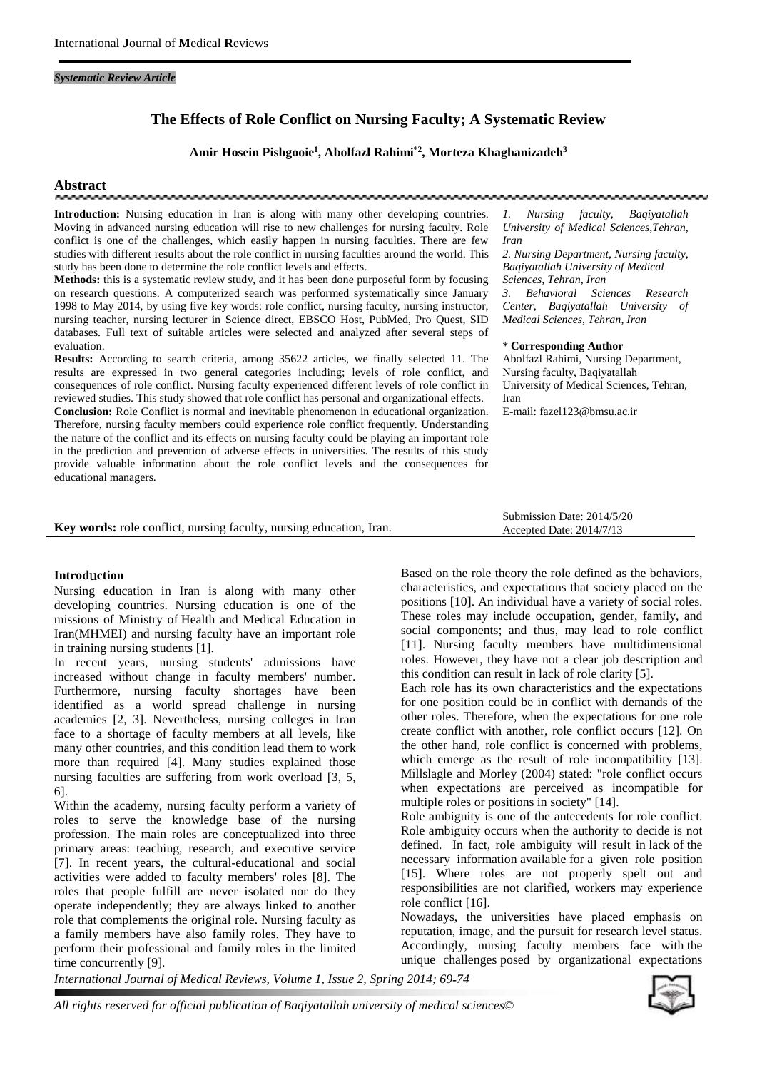*Systematic Review Article*

# The Effects of Role Conflict on Nursing Faculty; A Systematic Review

**Amir Hosein Pishgooie[1], Abolfazl Rahimi[*2], Morteza Khaghanizadeh[3]**

## Abstract

**Introduction:** Nursing education in Iran is along with many other developing countries. Moving in advanced nursing education will rise to new challenges for nursing faculty. Role conflict is one of the challenges, which easily happen in nursing faculties. There are few studies with different results about the role conflict in nursing faculties around the world. This study has been done to determine the role conflict levels and effects.

**Methods:** this is a systematic review study, and it has been done purposeful form by focusing on research questions. A computerized search was performed systematically since January 1998 to May 2014, by using five key words: role conflict, nursing faculty, nursing instructor, nursing teacher, nursing lecturer in Science direct, EBSCO Host, PubMed, Pro Quest, SID databases. Full text of suitable articles were selected and analyzed after several steps of evaluation.

**Results:** According to search criteria, among 35622 articles, we finally selected 11. The results are expressed in two general categories including; levels of role conflict, and consequences of role conflict. Nursing faculty experienced different levels of role conflict in reviewed studies. This study showed that role conflict has personal and organizational effects.

**Conclusion:** Role Conflict is normal and inevitable phenomenon in educational organization. Therefore, nursing faculty members could experience role conflict frequently. Understanding the nature of the conflict and its effects on nursing faculty could be playing an important role in the prediction and prevention of adverse effects in universities. The results of this study provide valuable information about the role conflict levels and the consequences for educational managers.

*1. Nursing faculty, Baqiyatallah University of Medical Sciences,Tehran, Iran*
*2. Nursing Department, Nursing faculty, Baqiyatallah University of Medical Sciences, Tehran, Iran*
*3. Behavioral Sciences Research Center, Baqiyatallah University of Medical Sciences, Tehran, Iran*

\* **Corresponding Author**
Abolfazl Rahimi, Nursing Department, Nursing faculty, Baqiyatallah University of Medical Sciences, Tehran, Iran
E-mail: fazel123@bmsu.ac.ir

**Key words:** role conflict, nursing faculty, nursing education, Iran.

Submission Date: 2014/5/20
Accepted Date: 2014/7/13

## Introduction

Nursing education in Iran is along with many other developing countries. Nursing education is one of the missions of Ministry of Health and Medical Education in Iran(MHMEI) and nursing faculty have an important role in training nursing students [1].

In recent years, nursing students' admissions have increased without change in faculty members' number. Furthermore, nursing faculty shortages have been identified as a world spread challenge in nursing academies [2, 3]. Nevertheless, nursing colleges in Iran face to a shortage of faculty members at all levels, like many other countries, and this condition lead them to work more than required [4]. Many studies explained those nursing faculties are suffering from work overload [3, 5, 6].

Within the academy, nursing faculty perform a variety of roles to serve the knowledge base of the nursing profession. The main roles are conceptualized into three primary areas: teaching, research, and executive service [7]. In recent years, the cultural-educational and social activities were added to faculty members' roles [8]. The roles that people fulfill are never isolated nor do they operate independently; they are always linked to another role that complements the original role. Nursing faculty as a family members have also family roles. They have to perform their professional and family roles in the limited time concurrently [9].

Based on the role theory the role defined as the behaviors, characteristics, and expectations that society placed on the positions [10]. An individual have a variety of social roles. These roles may include occupation, gender, family, and social components; and thus, may lead to role conflict [11]. Nursing faculty members have multidimensional roles. However, they have not a clear job description and this condition can result in lack of role clarity [5].

Each role has its own characteristics and the expectations for one position could be in conflict with demands of the other roles. Therefore, when the expectations for one role create conflict with another, role conflict occurs [12]. On the other hand, role conflict is concerned with problems, which emerge as the result of role incompatibility [13]. Millslagle and Morley (2004) stated: "role conflict occurs when expectations are perceived as incompatible for multiple roles or positions in society" [14].

Role ambiguity is one of the antecedents for role conflict. Role ambiguity occurs when the authority to decide is not defined. In fact, role ambiguity will result in lack of the necessary information available for a given role position [15]. Where roles are not properly spelt out and responsibilities are not clarified, workers may experience role conflict [16].

Nowadays, the universities have placed emphasis on reputation, image, and the pursuit for research level status. Accordingly, nursing faculty members face with the unique challenges posed by organizational expectations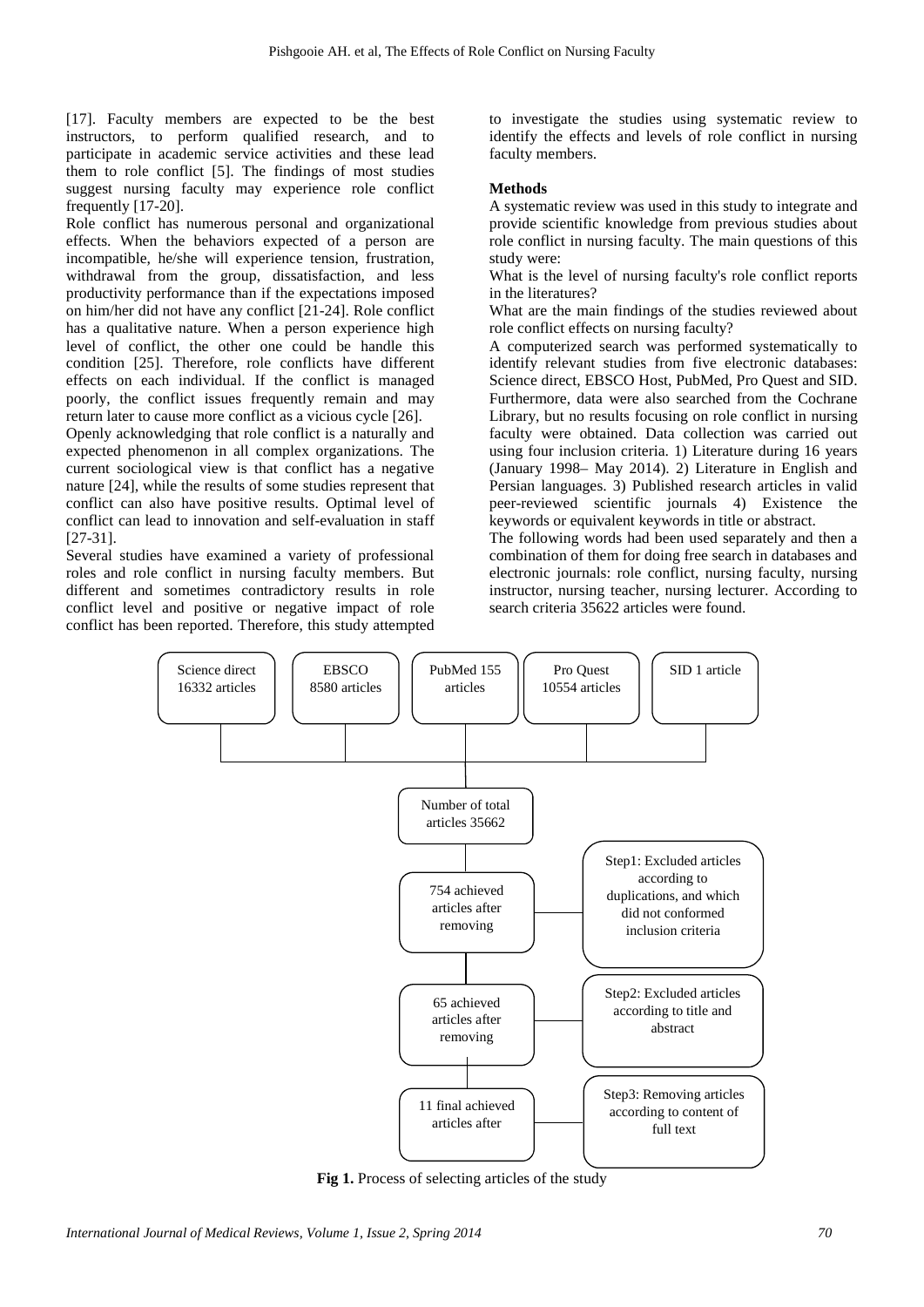[17]. Faculty members are expected to be the best instructors, to perform qualified research, and to participate in academic service activities and these lead them to role conflict [5]. The findings of most studies suggest nursing faculty may experience role conflict frequently [17-20].

Role conflict has numerous personal and organizational effects. When the behaviors expected of a person are incompatible, he/she will experience tension, frustration, withdrawal from the group, dissatisfaction, and less productivity performance than if the expectations imposed on him/her did not have any conflict [21-24]. Role conflict has a qualitative nature. When a person experience high level of conflict, the other one could be handle this condition [25]. Therefore, role conflicts have different effects on each individual. If the conflict is managed poorly, the conflict issues frequently remain and may return later to cause more conflict as a vicious cycle [26].

Openly acknowledging that role conflict is a naturally and expected phenomenon in all complex organizations. The current sociological view is that conflict has a negative nature [24], while the results of some studies represent that conflict can also have positive results. Optimal level of conflict can lead to innovation and self-evaluation in staff [27-31].

Several studies have examined a variety of professional roles and role conflict in nursing faculty members. But different and sometimes contradictory results in role conflict level and positive or negative impact of role conflict has been reported. Therefore, this study attempted to investigate the studies using systematic review to identify the effects and levels of role conflict in nursing faculty members.

**Methods**

A systematic review was used in this study to integrate and provide scientific knowledge from previous studies about role conflict in nursing faculty. The main questions of this study were:

What is the level of nursing faculty's role conflict reports in the literatures?

What are the main findings of the studies reviewed about role conflict effects on nursing faculty?

A computerized search was performed systematically to identify relevant studies from five electronic databases: Science direct, EBSCO Host, PubMed, Pro Quest and SID. Furthermore, data were also searched from the Cochrane Library, but no results focusing on role conflict in nursing faculty were obtained. Data collection was carried out using four inclusion criteria. 1) Literature during 16 years (January 1998– May 2014). 2) Literature in English and Persian languages. 3) Published research articles in valid peer-reviewed scientific journals 4) Existence the keywords or equivalent keywords in title or abstract.

The following words had been used separately and then a combination of them for doing free search in databases and electronic journals: role conflict, nursing faculty, nursing instructor, nursing teacher, nursing lecturer. According to search criteria 35622 articles were found.

Science direct 16332 articles | EBSCO 8580 articles | PubMed 155 articles | Pro Quest 10554 articles | SID 1 article

Number of total articles 35662

754 achieved articles after removing — Step1: Excluded articles according to duplications, and which did not conformed inclusion criteria

65 achieved articles after removing — Step2: Excluded articles according to title and abstract

11 final achieved articles after — Step3: Removing articles according to content of full text

**Fig 1.** Process of selecting articles of the study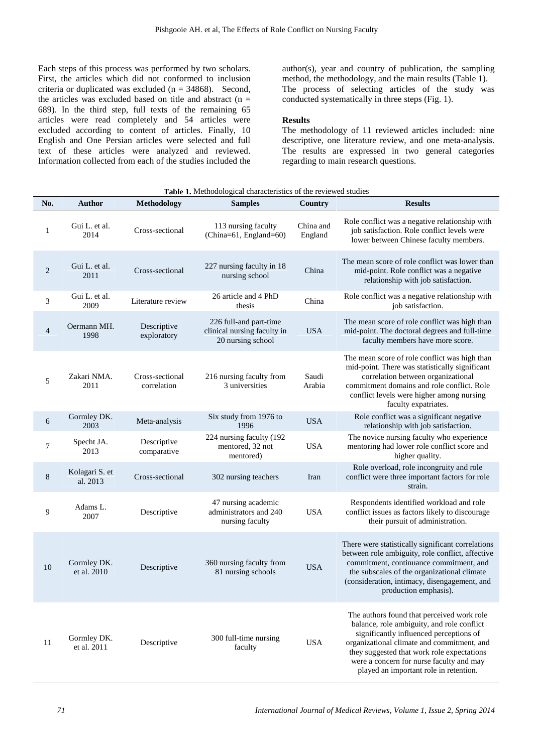Each steps of this process was performed by two scholars. First, the articles which did not conformed to inclusion criteria or duplicated was excluded (n = 34868). Second, the articles was excluded based on title and abstract (n = 689). In the third step, full texts of the remaining 65 articles were read completely and 54 articles were excluded according to content of articles. Finally, 10 English and One Persian articles were selected and full text of these articles were analyzed and reviewed. Information collected from each of the studies included the author(s), year and country of publication, the sampling method, the methodology, and the main results (Table 1). The process of selecting articles of the study was conducted systematically in three steps (Fig. 1).

## Results

The methodology of 11 reviewed articles included: nine descriptive, one literature review, and one meta-analysis. The results are expressed in two general categories regarding to main research questions.

**Table 1.** Methodological characteristics of the reviewed studies

| No. | Author | Methodology | Samples | Country | Results |
|---|---|---|---|---|---|
| 1 | Gui L. et al. 2014 | Cross-sectional | 113 nursing faculty (China=61, England=60) | China and England | Role conflict was a negative relationship with job satisfaction. Role conflict levels were lower between Chinese faculty members. |
| 2 | Gui L. et al. 2011 | Cross-sectional | 227 nursing faculty in 18 nursing school | China | The mean score of role conflict was lower than mid-point. Role conflict was a negative relationship with job satisfaction. |
| 3 | Gui L. et al. 2009 | Literature review | 26 article and 4 PhD thesis | China | Role conflict was a negative relationship with job satisfaction. |
| 4 | Oermann MH. 1998 | Descriptive exploratory | 226 full-and part-time clinical nursing faculty in 20 nursing school | USA | The mean score of role conflict was high than mid-point. The doctoral degrees and full-time faculty members have more score. |
| 5 | Zakari NMA. 2011 | Cross-sectional correlation | 216 nursing faculty from 3 universities | Saudi Arabia | The mean score of role conflict was high than mid-point. There was statistically significant correlation between organizational commitment domains and role conflict. Role conflict levels were higher among nursing faculty expatriates. |
| 6 | Gormley DK. 2003 | Meta-analysis | Six study from 1976 to 1996 | USA | Role conflict was a significant negative relationship with job satisfaction. |
| 7 | Specht JA. 2013 | Descriptive comparative | 224 nursing faculty (192 mentored, 32 not mentored) | USA | The novice nursing faculty who experience mentoring had lower role conflict score and higher quality. |
| 8 | Kolagari S. et al. 2013 | Cross-sectional | 302 nursing teachers | Iran | Role overload, role incongruity and role conflict were three important factors for role strain. |
| 9 | Adams L. 2007 | Descriptive | 47 nursing academic administrators and 240 nursing faculty | USA | Respondents identified workload and role conflict issues as factors likely to discourage their pursuit of administration. |
| 10 | Gormley DK. et al. 2010 | Descriptive | 360 nursing faculty from 81 nursing schools | USA | There were statistically significant correlations between role ambiguity, role conflict, affective commitment, continuance commitment, and the subscales of the organizational climate (consideration, intimacy, disengagement, and production emphasis). |
| 11 | Gormley DK. et al. 2011 | Descriptive | 300 full-time nursing faculty | USA | The authors found that perceived work role balance, role ambiguity, and role conflict significantly influenced perceptions of organizational climate and commitment, and they suggested that work role expectations were a concern for nurse faculty and may played an important role in retention. |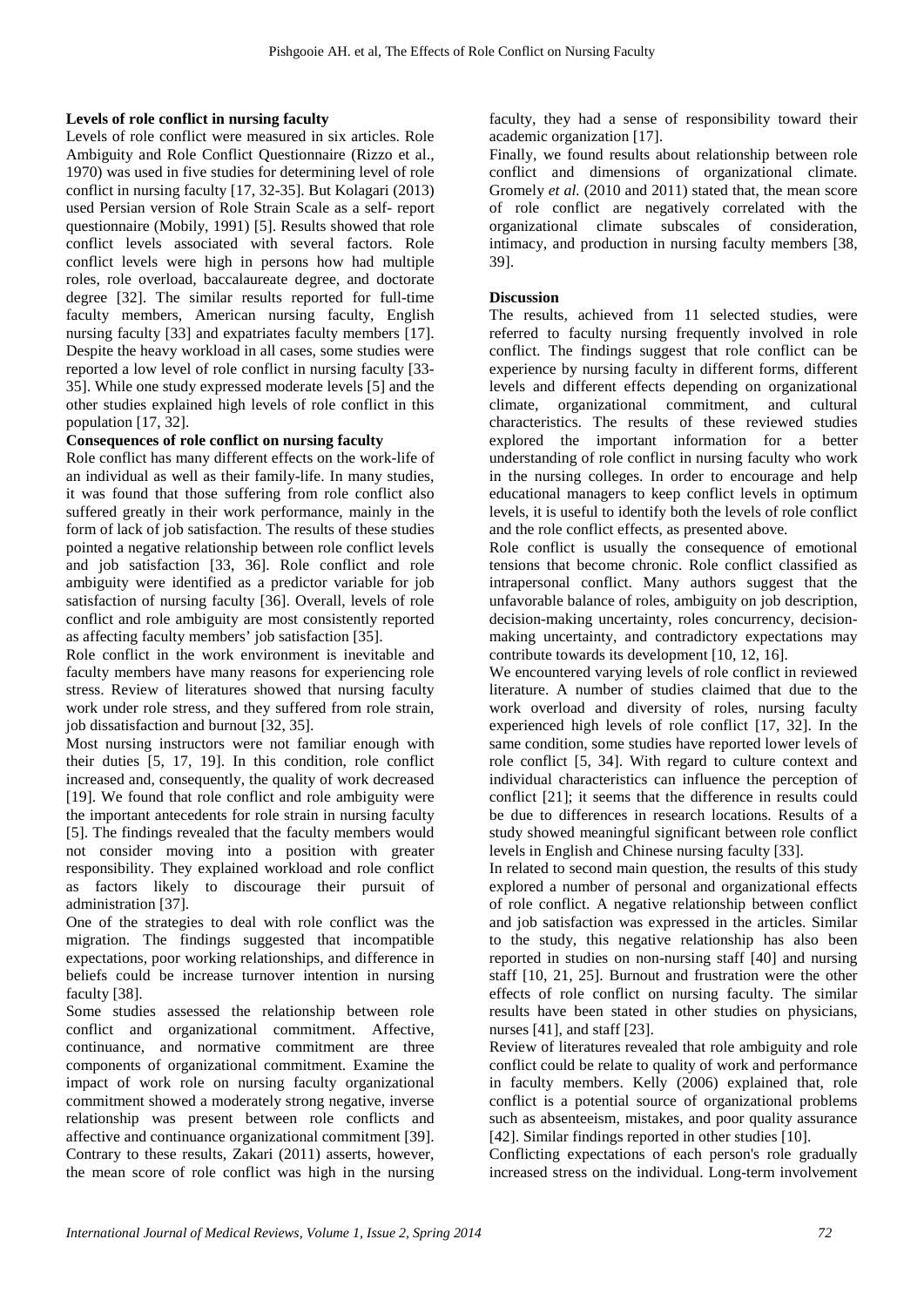**Levels of role conflict in nursing faculty**

Levels of role conflict were measured in six articles. Role Ambiguity and Role Conflict Questionnaire (Rizzo et al., 1970) was used in five studies for determining level of role conflict in nursing faculty [17, 32-35]. But Kolagari (2013) used Persian version of Role Strain Scale as a self- report questionnaire (Mobily, 1991) [5]. Results showed that role conflict levels associated with several factors. Role conflict levels were high in persons how had multiple roles, role overload, baccalaureate degree, and doctorate degree [32]. The similar results reported for full-time faculty members, American nursing faculty, English nursing faculty [33] and expatriates faculty members [17]. Despite the heavy workload in all cases, some studies were reported a low level of role conflict in nursing faculty [33-35]. While one study expressed moderate levels [5] and the other studies explained high levels of role conflict in this population [17, 32].

**Consequences of role conflict on nursing faculty**

Role conflict has many different effects on the work-life of an individual as well as their family-life. In many studies, it was found that those suffering from role conflict also suffered greatly in their work performance, mainly in the form of lack of job satisfaction. The results of these studies pointed a negative relationship between role conflict levels and job satisfaction [33, 36]. Role conflict and role ambiguity were identified as a predictor variable for job satisfaction of nursing faculty [36]. Overall, levels of role conflict and role ambiguity are most consistently reported as affecting faculty members' job satisfaction [35].

Role conflict in the work environment is inevitable and faculty members have many reasons for experiencing role stress. Review of literatures showed that nursing faculty work under role stress, and they suffered from role strain, job dissatisfaction and burnout [32, 35].

Most nursing instructors were not familiar enough with their duties [5, 17, 19]. In this condition, role conflict increased and, consequently, the quality of work decreased [19]. We found that role conflict and role ambiguity were the important antecedents for role strain in nursing faculty [5]. The findings revealed that the faculty members would not consider moving into a position with greater responsibility. They explained workload and role conflict as factors likely to discourage their pursuit of administration [37].

One of the strategies to deal with role conflict was the migration. The findings suggested that incompatible expectations, poor working relationships, and difference in beliefs could be increase turnover intention in nursing faculty [38].

Some studies assessed the relationship between role conflict and organizational commitment. Affective, continuance, and normative commitment are three components of organizational commitment. Examine the impact of work role on nursing faculty organizational commitment showed a moderately strong negative, inverse relationship was present between role conflicts and affective and continuance organizational commitment [39]. Contrary to these results, Zakari (2011) asserts, however, the mean score of role conflict was high in the nursing faculty, they had a sense of responsibility toward their academic organization [17].

Finally, we found results about relationship between role conflict and dimensions of organizational climate. Gromely *et al.* (2010 and 2011) stated that, the mean score of role conflict are negatively correlated with the organizational climate subscales of consideration, intimacy, and production in nursing faculty members [38, 39].

**Discussion**

The results, achieved from 11 selected studies, were referred to faculty nursing frequently involved in role conflict. The findings suggest that role conflict can be experience by nursing faculty in different forms, different levels and different effects depending on organizational climate, organizational commitment, and cultural characteristics. The results of these reviewed studies explored the important information for a better understanding of role conflict in nursing faculty who work in the nursing colleges. In order to encourage and help educational managers to keep conflict levels in optimum levels, it is useful to identify both the levels of role conflict and the role conflict effects, as presented above.

Role conflict is usually the consequence of emotional tensions that become chronic. Role conflict classified as intrapersonal conflict. Many authors suggest that the unfavorable balance of roles, ambiguity on job description, decision-making uncertainty, roles concurrency, decision-making uncertainty, and contradictory expectations may contribute towards its development [10, 12, 16].

We encountered varying levels of role conflict in reviewed literature. A number of studies claimed that due to the work overload and diversity of roles, nursing faculty experienced high levels of role conflict [17, 32]. In the same condition, some studies have reported lower levels of role conflict [5, 34]. With regard to culture context and individual characteristics can influence the perception of conflict [21]; it seems that the difference in results could be due to differences in research locations. Results of a study showed meaningful significant between role conflict levels in English and Chinese nursing faculty [33].

In related to second main question, the results of this study explored a number of personal and organizational effects of role conflict. A negative relationship between conflict and job satisfaction was expressed in the articles. Similar to the study, this negative relationship has also been reported in studies on non-nursing staff [40] and nursing staff [10, 21, 25]. Burnout and frustration were the other effects of role conflict on nursing faculty. The similar results have been stated in other studies on physicians, nurses [41], and staff [23].

Review of literatures revealed that role ambiguity and role conflict could be relate to quality of work and performance in faculty members. Kelly (2006) explained that, role conflict is a potential source of organizational problems such as absenteeism, mistakes, and poor quality assurance [42]. Similar findings reported in other studies [10].

Conflicting expectations of each person's role gradually increased stress on the individual. Long-term involvement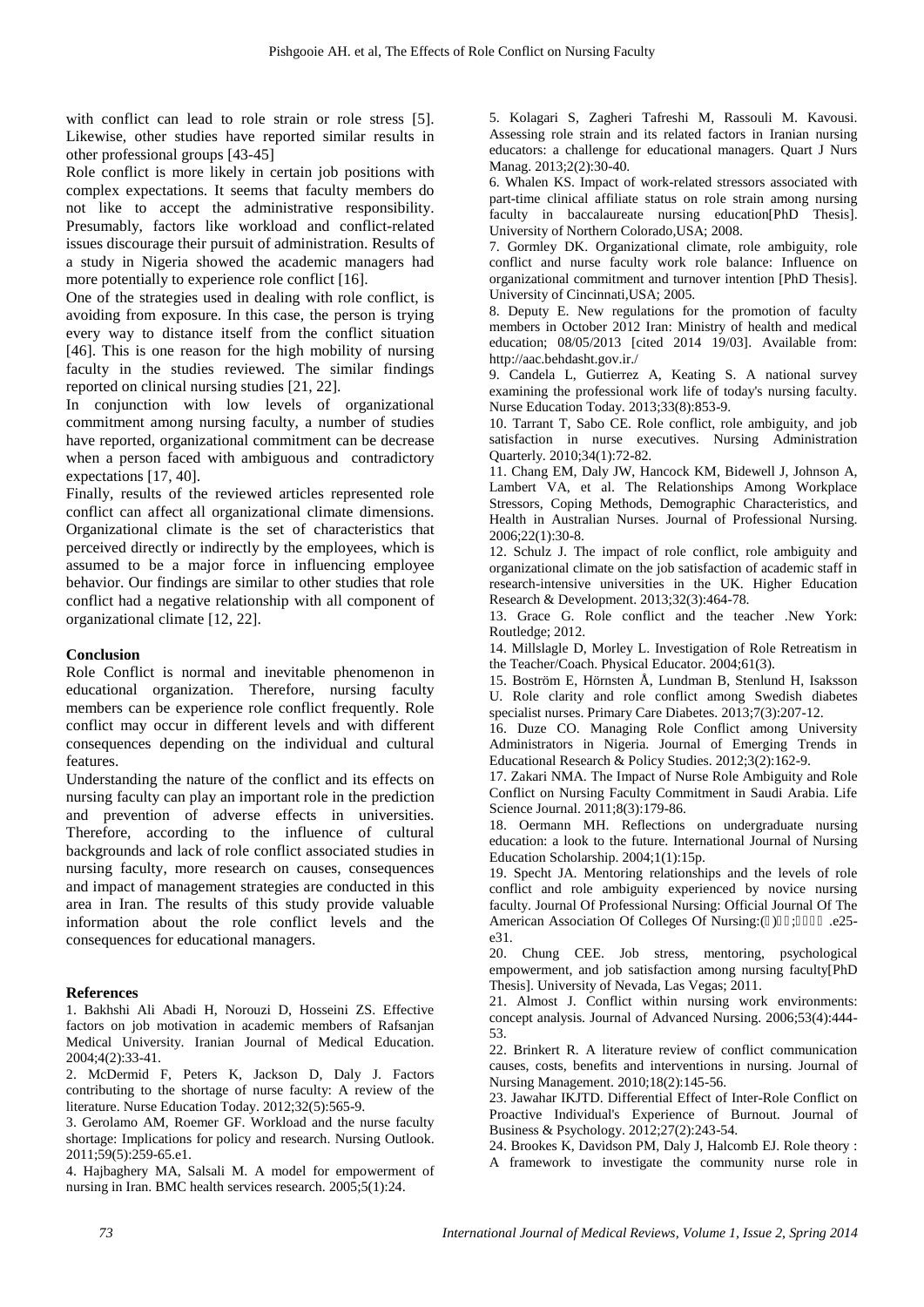with conflict can lead to role strain or role stress [5]. Likewise, other studies have reported similar results in other professional groups [43-45]

Role conflict is more likely in certain job positions with complex expectations. It seems that faculty members do not like to accept the administrative responsibility. Presumably, factors like workload and conflict-related issues discourage their pursuit of administration. Results of a study in Nigeria showed the academic managers had more potentially to experience role conflict [16].

One of the strategies used in dealing with role conflict, is avoiding from exposure. In this case, the person is trying every way to distance itself from the conflict situation [46]. This is one reason for the high mobility of nursing faculty in the studies reviewed. The similar findings reported on clinical nursing studies [21, 22].

In conjunction with low levels of organizational commitment among nursing faculty, a number of studies have reported, organizational commitment can be decrease when a person faced with ambiguous and contradictory expectations [17, 40].

Finally, results of the reviewed articles represented role conflict can affect all organizational climate dimensions. Organizational climate is the set of characteristics that perceived directly or indirectly by the employees, which is assumed to be a major force in influencing employee behavior. Our findings are similar to other studies that role conflict had a negative relationship with all component of organizational climate [12, 22].

## Conclusion

Role Conflict is normal and inevitable phenomenon in educational organization. Therefore, nursing faculty members can be experience role conflict frequently. Role conflict may occur in different levels and with different consequences depending on the individual and cultural features.

Understanding the nature of the conflict and its effects on nursing faculty can play an important role in the prediction and prevention of adverse effects in universities. Therefore, according to the influence of cultural backgrounds and lack of role conflict associated studies in nursing faculty, more research on causes, consequences and impact of management strategies are conducted in this area in Iran. The results of this study provide valuable information about the role conflict levels and the consequences for educational managers.

## References

1. Bakhshi Ali Abadi H, Norouzi D, Hosseini ZS. Effective factors on job motivation in academic members of Rafsanjan Medical University. Iranian Journal of Medical Education. 2004;4(2):33-41.
2. McDermid F, Peters K, Jackson D, Daly J. Factors contributing to the shortage of nurse faculty: A review of the literature. Nurse Education Today. 2012;32(5):565-9.
3. Gerolamo AM, Roemer GF. Workload and the nurse faculty shortage: Implications for policy and research. Nursing Outlook. 2011;59(5):259-65.e1.
4. Hajbaghery MA, Salsali M. A model for empowerment of nursing in Iran. BMC health services research. 2005;5(1):24.
5. Kolagari S, Zagheri Tafreshi M, Rassouli M. Kavousi. Assessing role strain and its related factors in Iranian nursing educators: a challenge for educational managers. Quart J Nurs Manag. 2013;2(2):30-40.
6. Whalen KS. Impact of work-related stressors associated with part-time clinical affiliate status on role strain among nursing faculty in baccalaureate nursing education[PhD Thesis]. University of Northern Colorado,USA; 2008.
7. Gormley DK. Organizational climate, role ambiguity, role conflict and nurse faculty work role balance: Influence on organizational commitment and turnover intention [PhD Thesis]. University of Cincinnati,USA; 2005.
8. Deputy E. New regulations for the promotion of faculty members in October 2012 Iran: Ministry of health and medical education; 08/05/2013 [cited 2014 19/03]. Available from: http://aac.behdasht.gov.ir./
9. Candela L, Gutierrez A, Keating S. A national survey examining the professional work life of today's nursing faculty. Nurse Education Today. 2013;33(8):853-9.
10. Tarrant T, Sabo CE. Role conflict, role ambiguity, and job satisfaction in nurse executives. Nursing Administration Quarterly. 2010;34(1):72-82.
11. Chang EM, Daly JW, Hancock KM, Bidewell J, Johnson A, Lambert VA, et al. The Relationships Among Workplace Stressors, Coping Methods, Demographic Characteristics, and Health in Australian Nurses. Journal of Professional Nursing. 2006;22(1):30-8.
12. Schulz J. The impact of role conflict, role ambiguity and organizational climate on the job satisfaction of academic staff in research-intensive universities in the UK. Higher Education Research & Development. 2013;32(3):464-78.
13. Grace G. Role conflict and the teacher .New York: Routledge; 2012.
14. Millslagle D, Morley L. Investigation of Role Retreatism in the Teacher/Coach. Physical Educator. 2004;61(3).
15. Boström E, Hörnsten Å, Lundman B, Stenlund H, Isaksson U. Role clarity and role conflict among Swedish diabetes specialist nurses. Primary Care Diabetes. 2013;7(3):207-12.
16. Duze CO. Managing Role Conflict among University Administrators in Nigeria. Journal of Emerging Trends in Educational Research & Policy Studies. 2012;3(2):162-9.
17. Zakari NMA. The Impact of Nurse Role Ambiguity and Role Conflict on Nursing Faculty Commitment in Saudi Arabia. Life Science Journal. 2011;8(3):179-86.
18. Oermann MH. Reflections on undergraduate nursing education: a look to the future. International Journal of Nursing Education Scholarship. 2004;1(1):15p.
19. Specht JA. Mentoring relationships and the levels of role conflict and role ambiguity experienced by novice nursing faculty. Journal Of Professional Nursing: Official Journal Of The American Association Of Colleges Of Nursing:(�)��;���� .e25-e31.
20. Chung CEE. Job stress, mentoring, psychological empowerment, and job satisfaction among nursing faculty[PhD Thesis]. University of Nevada, Las Vegas; 2011.
21. Almost J. Conflict within nursing work environments: concept analysis. Journal of Advanced Nursing. 2006;53(4):444-53.
22. Brinkert R. A literature review of conflict communication causes, costs, benefits and interventions in nursing. Journal of Nursing Management. 2010;18(2):145-56.
23. Jawahar IKJTD. Differential Effect of Inter-Role Conflict on Proactive Individual's Experience of Burnout. Journal of Business & Psychology. 2012;27(2):243-54.
24. Brookes K, Davidson PM, Daly J, Halcomb EJ. Role theory : A framework to investigate the community nurse role in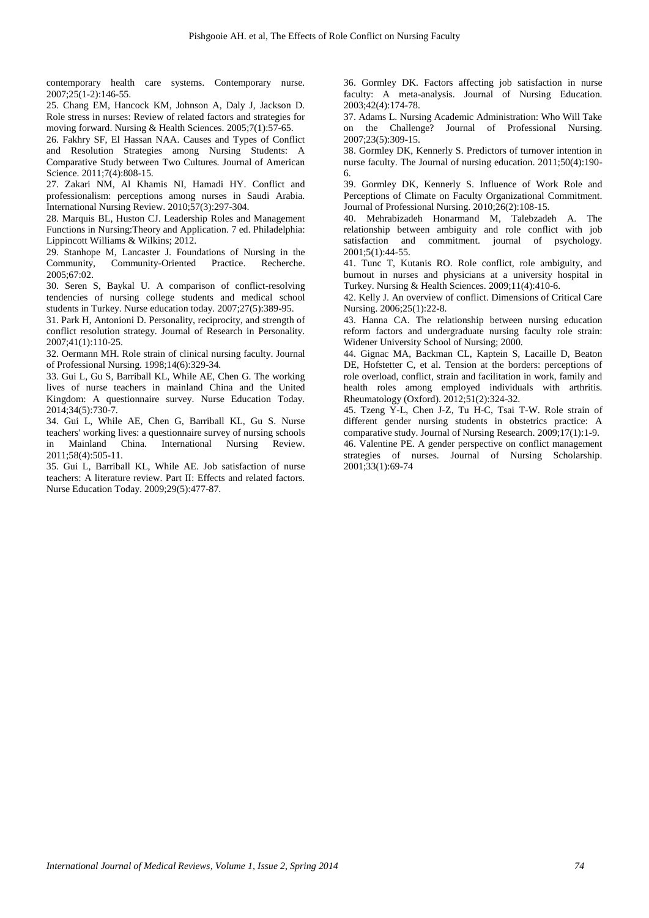contemporary health care systems. Contemporary nurse. 2007;25(1-2):146-55.

25. Chang EM, Hancock KM, Johnson A, Daly J, Jackson D. Role stress in nurses: Review of related factors and strategies for moving forward. Nursing & Health Sciences. 2005;7(1):57-65.

26. Fakhry SF, El Hassan NAA. Causes and Types of Conflict and Resolution Strategies among Nursing Students: A Comparative Study between Two Cultures. Journal of American Science. 2011;7(4):808-15.

27. Zakari NM, Al Khamis NI, Hamadi HY. Conflict and professionalism: perceptions among nurses in Saudi Arabia. International Nursing Review. 2010;57(3):297-304.

28. Marquis BL, Huston CJ. Leadership Roles and Management Functions in Nursing:Theory and Application. 7 ed. Philadelphia: Lippincott Williams & Wilkins; 2012.

29. Stanhope M, Lancaster J. Foundations of Nursing in the Community, Community-Oriented Practice. Recherche. 2005;67:02.

30. Seren S, Baykal U. A comparison of conflict-resolving tendencies of nursing college students and medical school students in Turkey. Nurse education today. 2007;27(5):389-95.

31. Park H, Antonioni D. Personality, reciprocity, and strength of conflict resolution strategy. Journal of Research in Personality. 2007;41(1):110-25.

32. Oermann MH. Role strain of clinical nursing faculty. Journal of Professional Nursing. 1998;14(6):329-34.

33. Gui L, Gu S, Barriball KL, While AE, Chen G. The working lives of nurse teachers in mainland China and the United Kingdom: A questionnaire survey. Nurse Education Today. 2014;34(5):730-7.

34. Gui L, While AE, Chen G, Barriball KL, Gu S. Nurse teachers' working lives: a questionnaire survey of nursing schools in Mainland China. International Nursing Review. 2011;58(4):505-11.

35. Gui L, Barriball KL, While AE. Job satisfaction of nurse teachers: A literature review. Part II: Effects and related factors. Nurse Education Today. 2009;29(5):477-87.

36. Gormley DK. Factors affecting job satisfaction in nurse faculty: A meta-analysis. Journal of Nursing Education. 2003;42(4):174-78.

37. Adams L. Nursing Academic Administration: Who Will Take on the Challenge? Journal of Professional Nursing. 2007;23(5):309-15.

38. Gormley DK, Kennerly S. Predictors of turnover intention in nurse faculty. The Journal of nursing education. 2011;50(4):190-6.

39. Gormley DK, Kennerly S. Influence of Work Role and Perceptions of Climate on Faculty Organizational Commitment. Journal of Professional Nursing. 2010;26(2):108-15.

40. Mehrabizadeh Honarmand M, Talebzadeh A. The relationship between ambiguity and role conflict with job satisfaction and commitment. journal of psychology. 2001;5(1):44-55.

41. Tunc T, Kutanis RO. Role conflict, role ambiguity, and burnout in nurses and physicians at a university hospital in Turkey. Nursing & Health Sciences. 2009;11(4):410-6.

42. Kelly J. An overview of conflict. Dimensions of Critical Care Nursing. 2006;25(1):22-8.

43. Hanna CA. The relationship between nursing education reform factors and undergraduate nursing faculty role strain: Widener University School of Nursing; 2000.

44. Gignac MA, Backman CL, Kaptein S, Lacaille D, Beaton DE, Hofstetter C, et al. Tension at the borders: perceptions of role overload, conflict, strain and facilitation in work, family and health roles among employed individuals with arthritis. Rheumatology (Oxford). 2012;51(2):324-32.

45. Tzeng Y-L, Chen J-Z, Tu H-C, Tsai T-W. Role strain of different gender nursing students in obstetrics practice: A comparative study. Journal of Nursing Research. 2009;17(1):1-9.

46. Valentine PE. A gender perspective on conflict management strategies of nurses. Journal of Nursing Scholarship. 2001;33(1):69-74